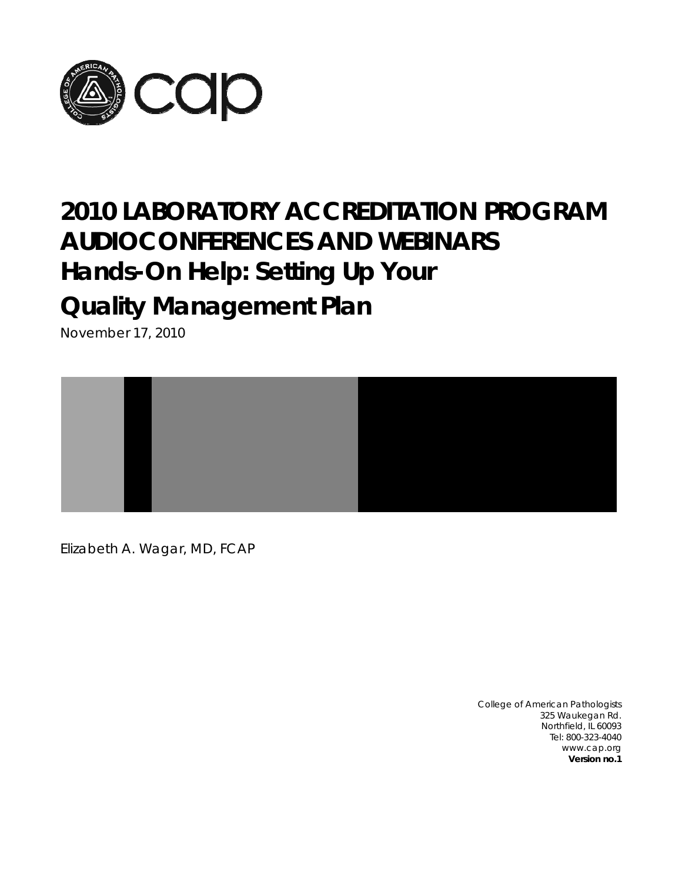# 2010 LABORATORY ACCREDITATION PROGRAM AUDIOCONFERENCES AND WEBINARS

# Hands-On Help: Setting Up Your Quality Management Plan

November 17, 2010

Elizabeth A. Wagar, MD, FCAP

College of American Pathologists
325 Waukegan Rd.
Northfield, IL 60093
Tel: 800-323-4040
www.cap.org
**Version no.1**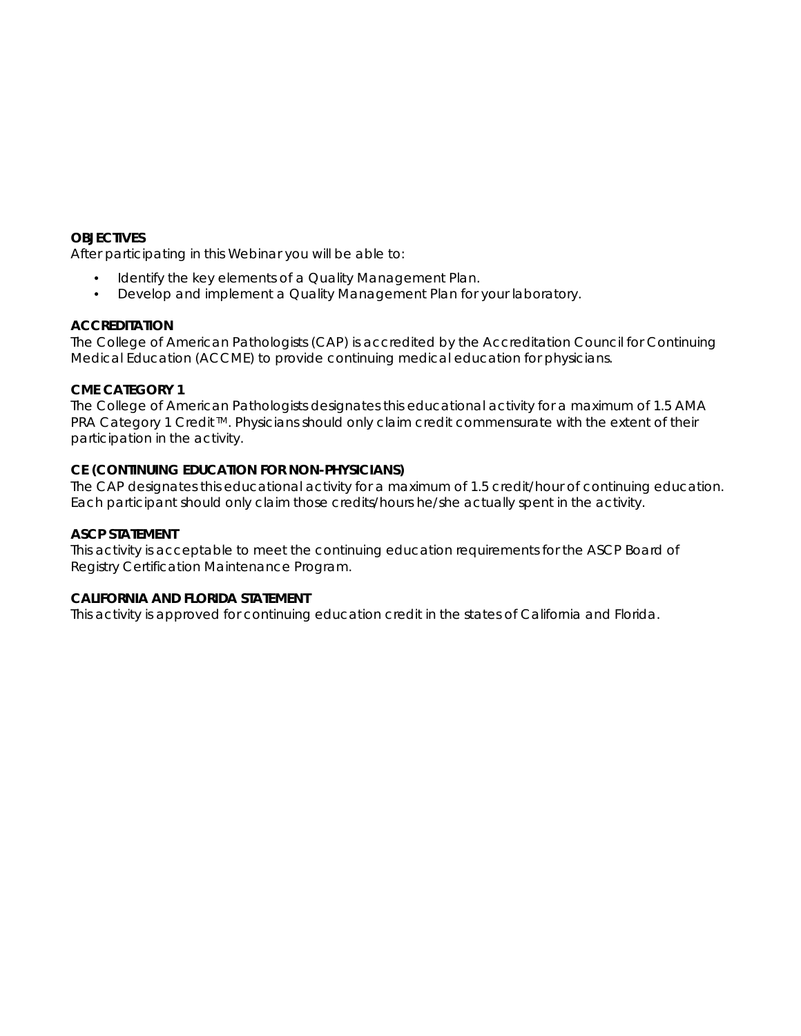**OBJECTIVES**

After participating in this Webinar you will be able to:

- Identify the key elements of a Quality Management Plan.
- Develop and implement a Quality Management Plan for your laboratory.

**ACCREDITATION**

The College of American Pathologists (CAP) is accredited by the Accreditation Council for Continuing Medical Education (ACCME) to provide continuing medical education for physicians.

**CME CATEGORY 1**

The College of American Pathologists designates this educational activity for a maximum of 1.5 AMA PRA Category 1 Credit™. Physicians should only claim credit commensurate with the extent of their participation in the activity.

**CE (CONTINUING EDUCATION FOR NON-PHYSICIANS)**

The CAP designates this educational activity for a maximum of 1.5 credit/hour of continuing education. Each participant should only claim those credits/hours he/she actually spent in the activity.

**ASCP STATEMENT**

This activity is acceptable to meet the continuing education requirements for the ASCP Board of Registry Certification Maintenance Program.

**CALIFORNIA AND FLORIDA STATEMENT**

This activity is approved for continuing education credit in the states of California and Florida.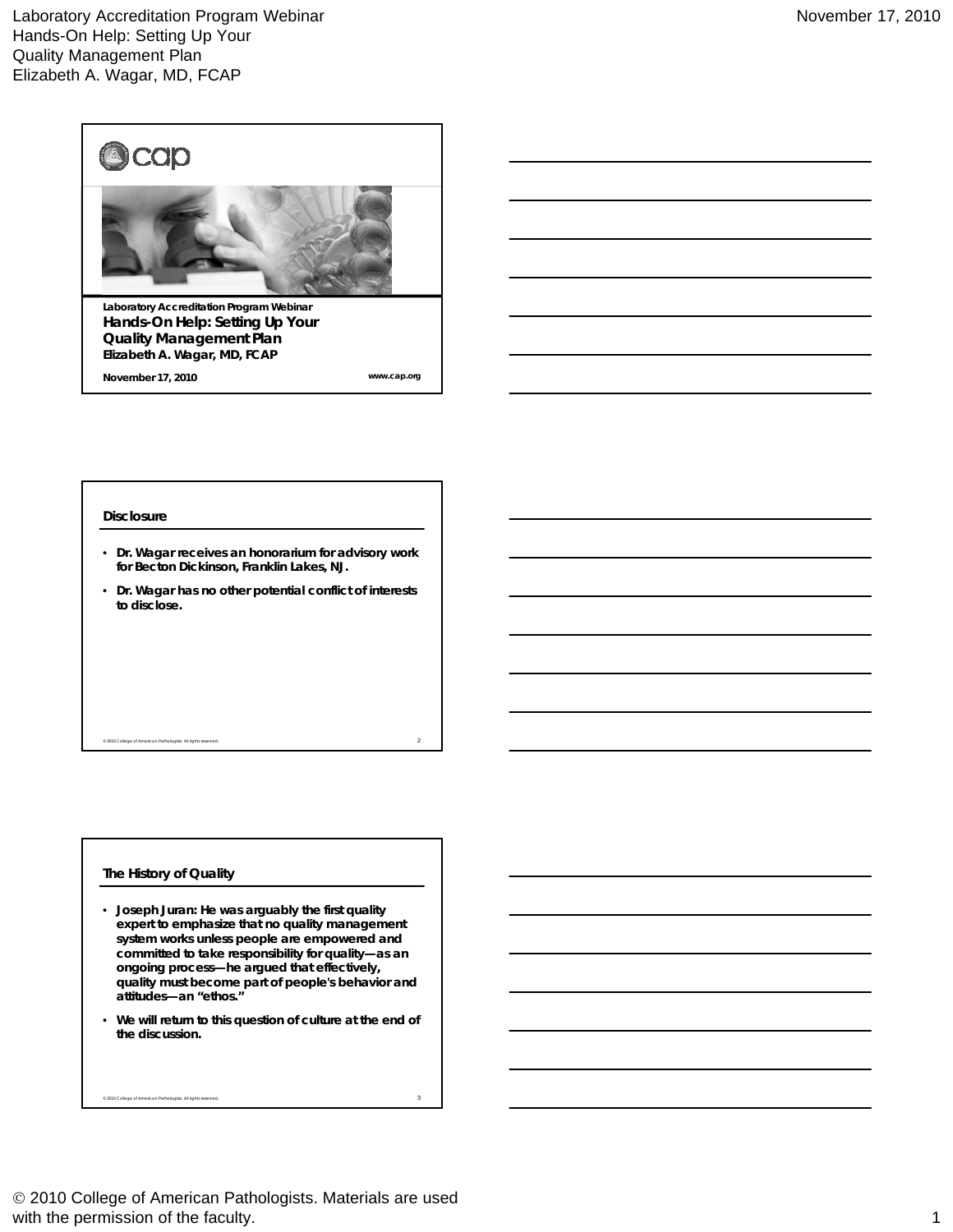Laboratory Accreditation Program Webinar

# Hands-On Help: Setting Up Your Quality Management Plan

Elizabeth A. Wagar, MD, FCAP

November 17, 2010

www.cap.org

## Disclosure

- Dr. Wagar receives an honorarium for advisory work for Becton Dickinson, Franklin Lakes, NJ.
- Dr. Wagar has no other potential conflict of interests to disclose.

## The History of Quality

- Joseph Juran: He was arguably the first quality expert to emphasize that no quality management system works unless people are empowered and committed to take responsibility for quality—as an ongoing process—he argued that effectively, quality must become part of people's behavior and attitudes—an "ethos."
- We will return to this question of culture at the end of the discussion.

© 2010 College of American Pathologists. Materials are used with the permission of the faculty.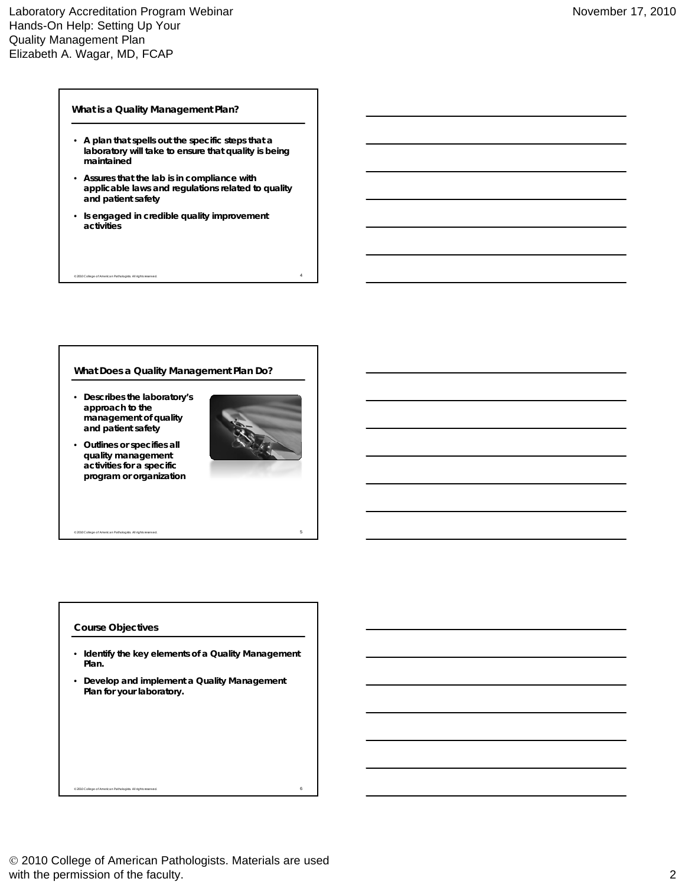## What is a Quality Management Plan?

- A plan that spells out the specific steps that a laboratory will take to ensure that quality is being maintained
- Assures that the lab is in compliance with applicable laws and regulations related to quality and patient safety
- Is engaged in credible quality improvement activities

## What Does a Quality Management Plan Do?

- Describes the laboratory's approach to the management of quality and patient safety
- Outlines or specifies all quality management activities for a specific program or organization

## Course Objectives

- Identify the key elements of a Quality Management Plan.
- Develop and implement a Quality Management Plan for your laboratory.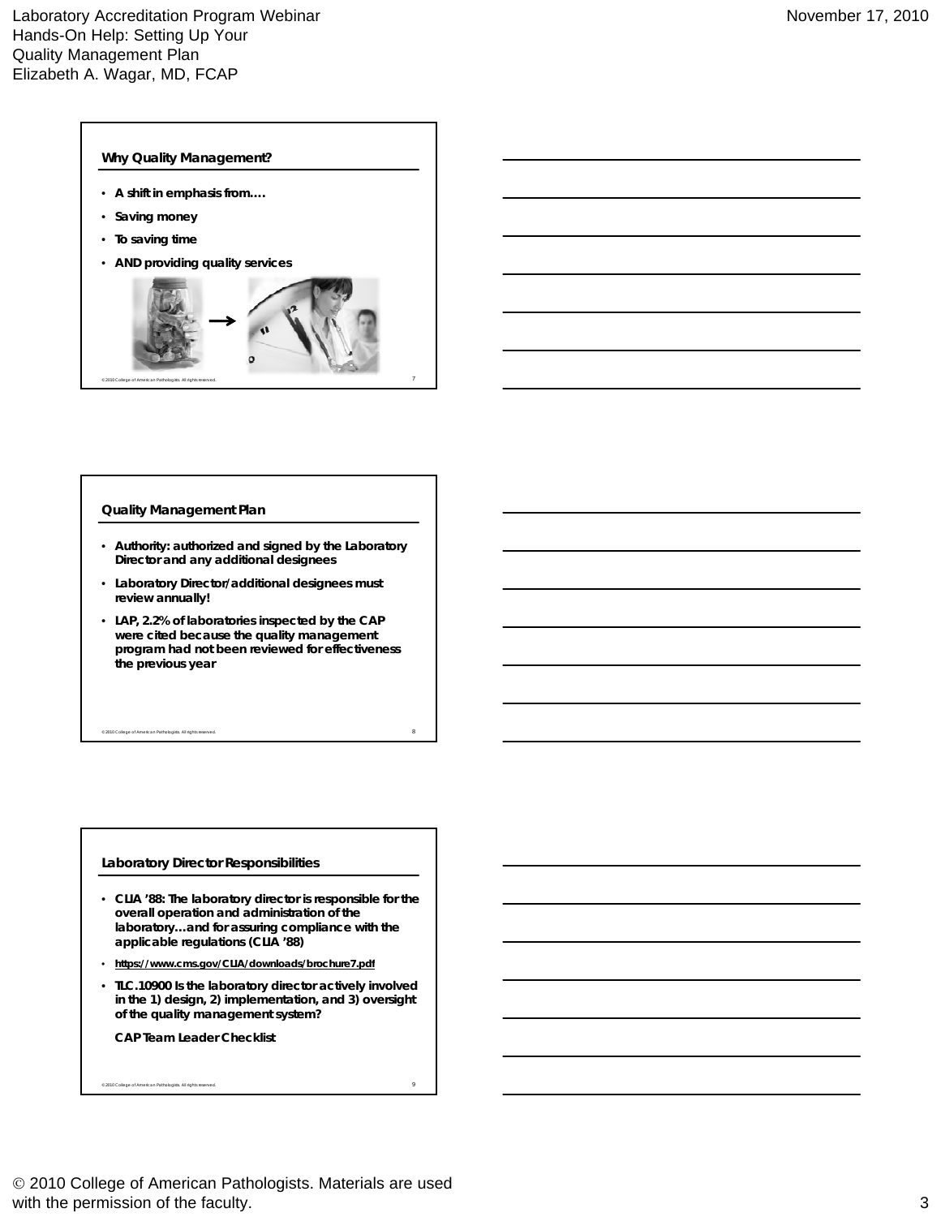## Why Quality Management?

- A shift in emphasis from….
- Saving money
- To saving time
- AND providing quality services

## Quality Management Plan

- Authority: authorized and signed by the Laboratory Director and any additional designees
- Laboratory Director/additional designees must review annually!
- LAP, 2.2% of laboratories inspected by the CAP were cited because the quality management program had not been reviewed for effectiveness the previous year

## Laboratory Director Responsibilities

- CLIA '88: The laboratory director is responsible for the overall operation and administration of the laboratory…and for assuring compliance with the applicable regulations (CLIA '88)
- https://www.cms.gov/CLIA/downloads/brochure7.pdf
- TLC.10900 Is the laboratory director actively involved in the 1) design, 2) implementation, and 3) oversight of the quality management system?

  CAP Team Leader Checklist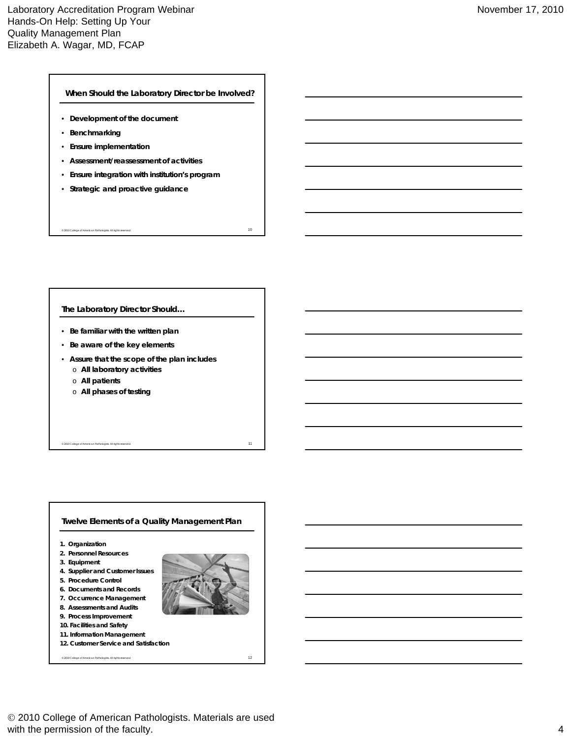## When Should the Laboratory Director be Involved?

- Development of the document
- Benchmarking
- Ensure implementation
- Assessment/reassessment of activities
- Ensure integration with institution's program
- Strategic and proactive guidance

© 2010 College of American Pathologists. All rights reserved.

## The Laboratory Director Should…

- Be familiar with the written plan
- Be aware of the key elements
- Assure that the scope of the plan includes
  - All laboratory activities
  - All patients
  - All phases of testing

© 2010 College of American Pathologists. All rights reserved.

## Twelve Elements of a Quality Management Plan

1. Organization
2. Personnel Resources
3. Equipment
4. Supplier and Customer Issues
5. Procedure Control
6. Documents and Records
7. Occurrence Management
8. Assessments and Audits
9. Process Improvement
10. Facilities and Safety
11. Information Management
12. Customer Service and Satisfaction

© 2010 College of American Pathologists. All rights reserved.

© 2010 College of American Pathologists. Materials are used with the permission of the faculty.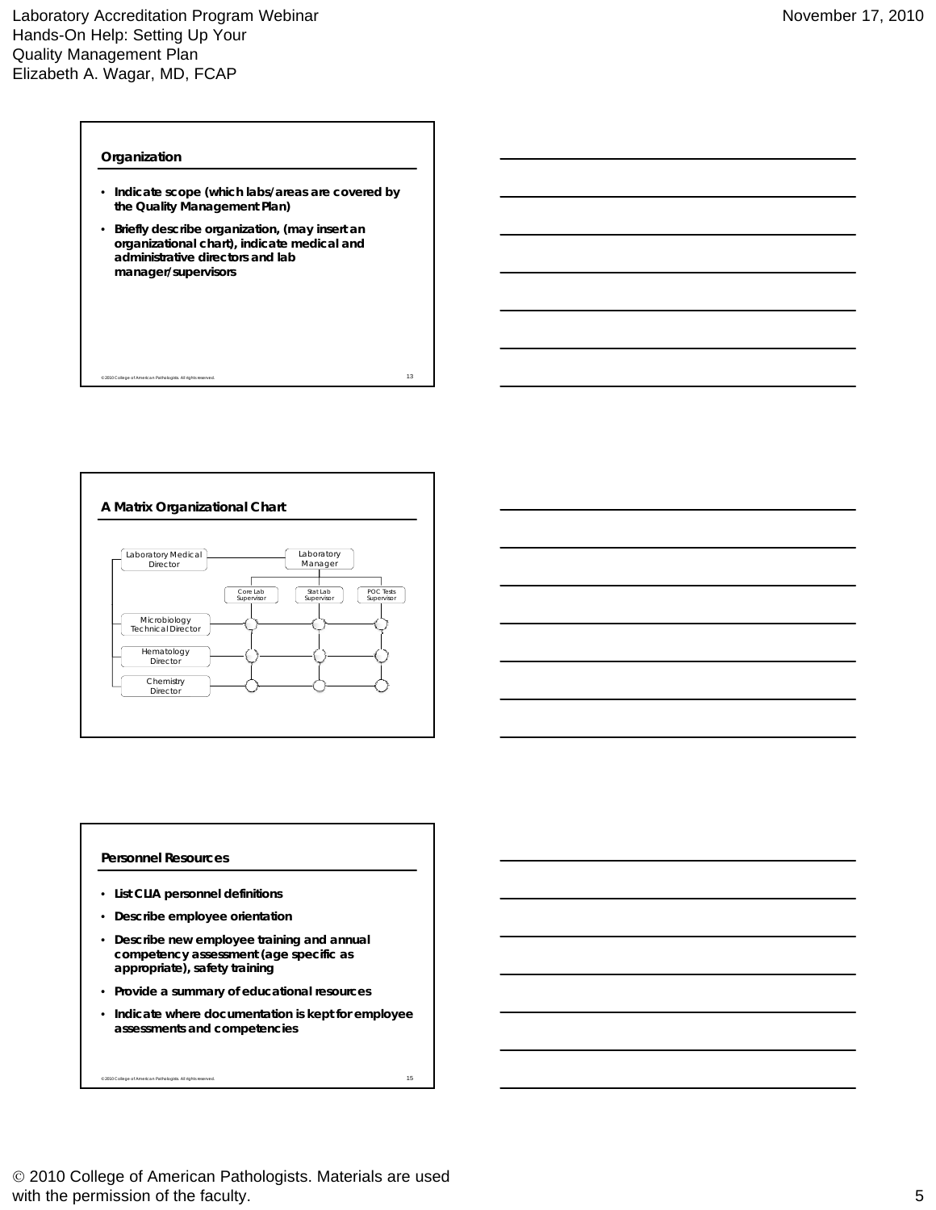## Organization

- Indicate scope (which labs/areas are covered by the Quality Management Plan)
- Briefly describe organization, (may insert an organizational chart), indicate medical and administrative directors and lab manager/supervisors

## A Matrix Organizational Chart

Laboratory Medical Director — Laboratory Manager

Core Lab Supervisor | Stat Lab Supervisor | POC Tests Supervisor

Microbiology Technical Director

Hematology Director

Chemistry Director

## Personnel Resources

- List CLIA personnel definitions
- Describe employee orientation
- Describe new employee training and annual competency assessment (age specific as appropriate), safety training
- Provide a summary of educational resources
- Indicate where documentation is kept for employee assessments and competencies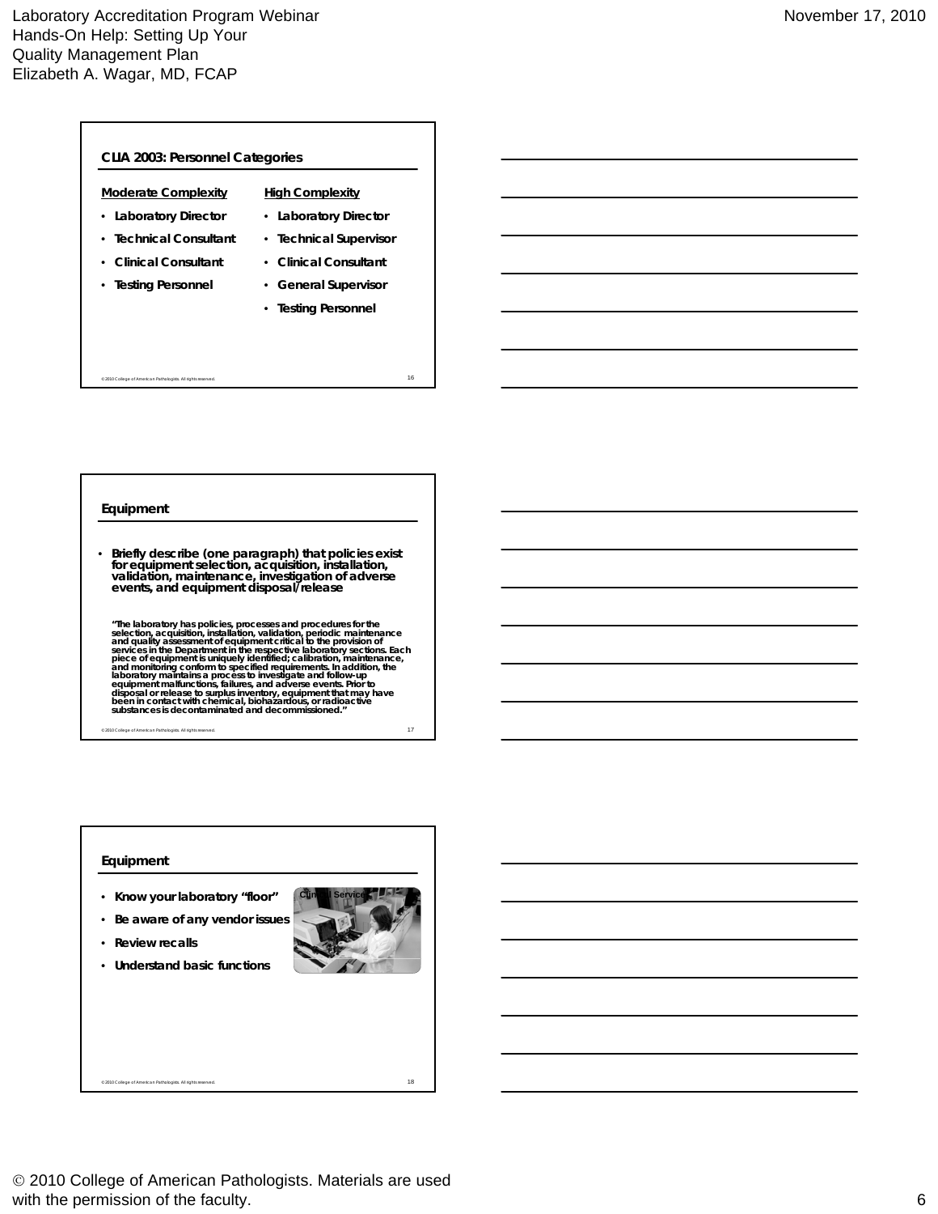## CLIA 2003: Personnel Categories

| Moderate Complexity | High Complexity |
| --- | --- |
| Laboratory Director | Laboratory Director |
| Technical Consultant | Technical Supervisor |
| Clinical Consultant | Clinical Consultant |
| Testing Personnel | General Supervisor |
| | Testing Personnel |

## Equipment

- Briefly describe (one paragraph) that policies exist for equipment selection, acquisition, installation, validation, maintenance, investigation of adverse events, and equipment disposal/release

"The laboratory has policies, processes and procedures for the selection, acquisition, installation, validation, periodic maintenance and quality assessment of equipment critical to the provision of services in the Department in the respective laboratory sections. Each piece of equipment is uniquely identified; calibration, maintenance, and monitoring conform to specified requirements. In addition, the laboratory maintains a process to investigate and follow-up equipment malfunctions, failures, and adverse events. Prior to disposal or release to surplus inventory, equipment that may have been in contact with chemical, biohazardous, or radioactive substances is decontaminated and decommissioned."

## Equipment

- Know your laboratory "floor"
- Be aware of any vendor issues
- Review recalls
- Understand basic functions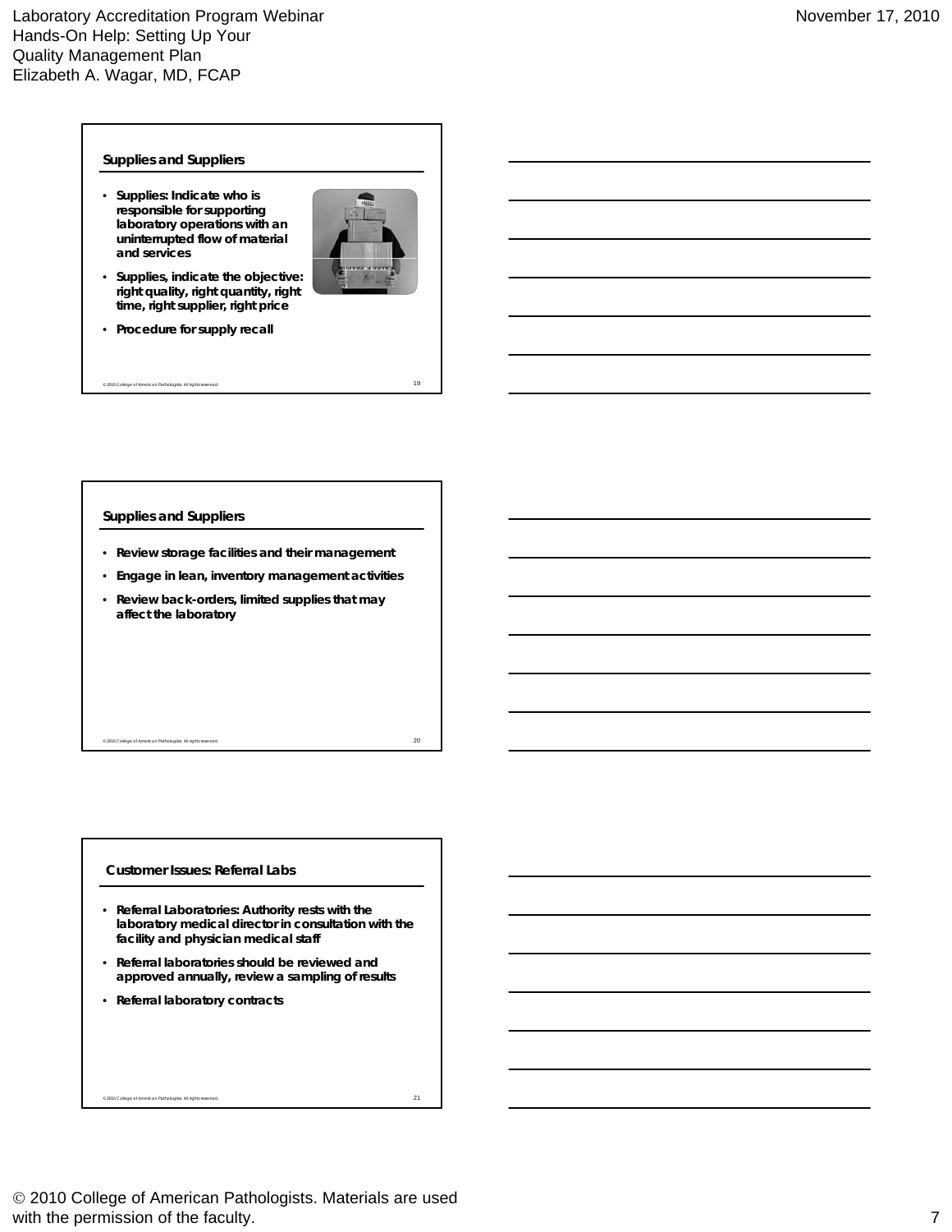## Supplies and Suppliers

- Supplies: Indicate who is responsible for supporting laboratory operations with an uninterrupted flow of material and services
- Supplies, indicate the objective: right quality, right quantity, right time, right supplier, right price
- Procedure for supply recall

© 2010 College of American Pathologists. All rights reserved.

## Supplies and Suppliers

- Review storage facilities and their management
- Engage in lean, inventory management activities
- Review back-orders, limited supplies that may affect the laboratory

© 2010 College of American Pathologists. All rights reserved.

## Customer Issues: Referral Labs

- Referral Laboratories: Authority rests with the laboratory medical director in consultation with the facility and physician medical staff
- Referral laboratories should be reviewed and approved annually, review a sampling of results
- Referral laboratory contracts

© 2010 College of American Pathologists. All rights reserved.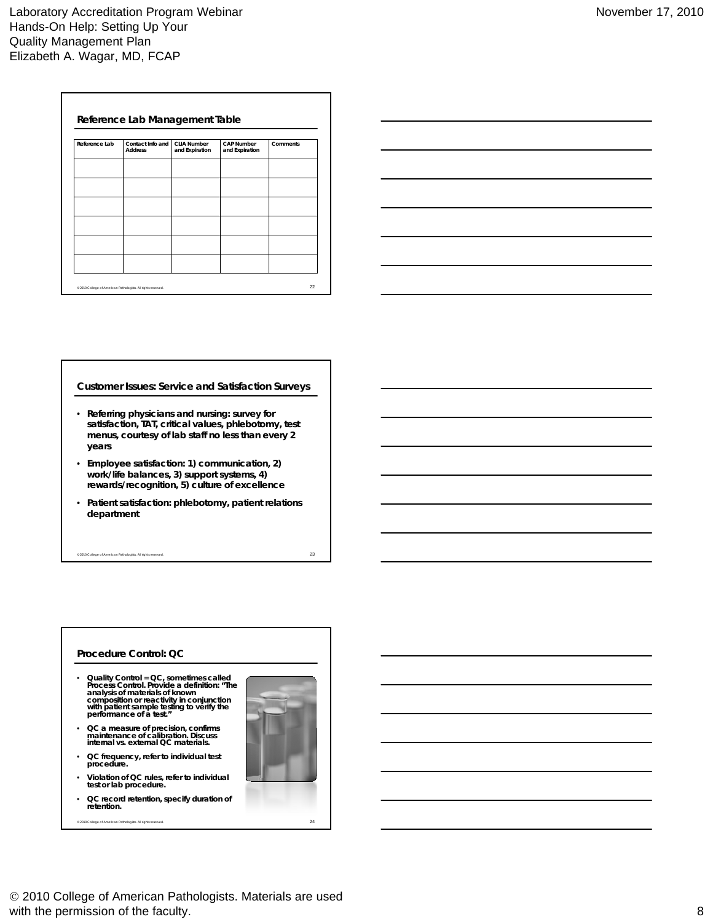## Reference Lab Management Table

| Reference Lab | Contact Info and Address | CLIA Number and Expiration | CAP Number and Expiration | Comments |
|---|---|---|---|---|
| | | | | |
| | | | | |
| | | | | |
| | | | | |
| | | | | |
| | | | | |

## Customer Issues: Service and Satisfaction Surveys

- **Referring physicians and nursing: survey for satisfaction, TAT, critical values, phlebotomy, test menus, courtesy of lab staff no less than every 2 years**
- **Employee satisfaction: 1) communication, 2) work/life balances, 3) support systems, 4) rewards/recognition, 5) culture of excellence**
- **Patient satisfaction: phlebotomy, patient relations department**

## Procedure Control: QC

- **Quality Control = QC, sometimes called Process Control. Provide a definition: "The analysis of materials of known composition or reactivity in conjunction with patient sample testing to verify the performance of a test."**
- **QC a measure of precision, confirms maintenance of calibration. Discuss internal vs. external QC materials.**
- **QC frequency, refer to individual test procedure.**
- **Violation of QC rules, refer to individual test or lab procedure.**
- **QC record retention, specify duration of retention.**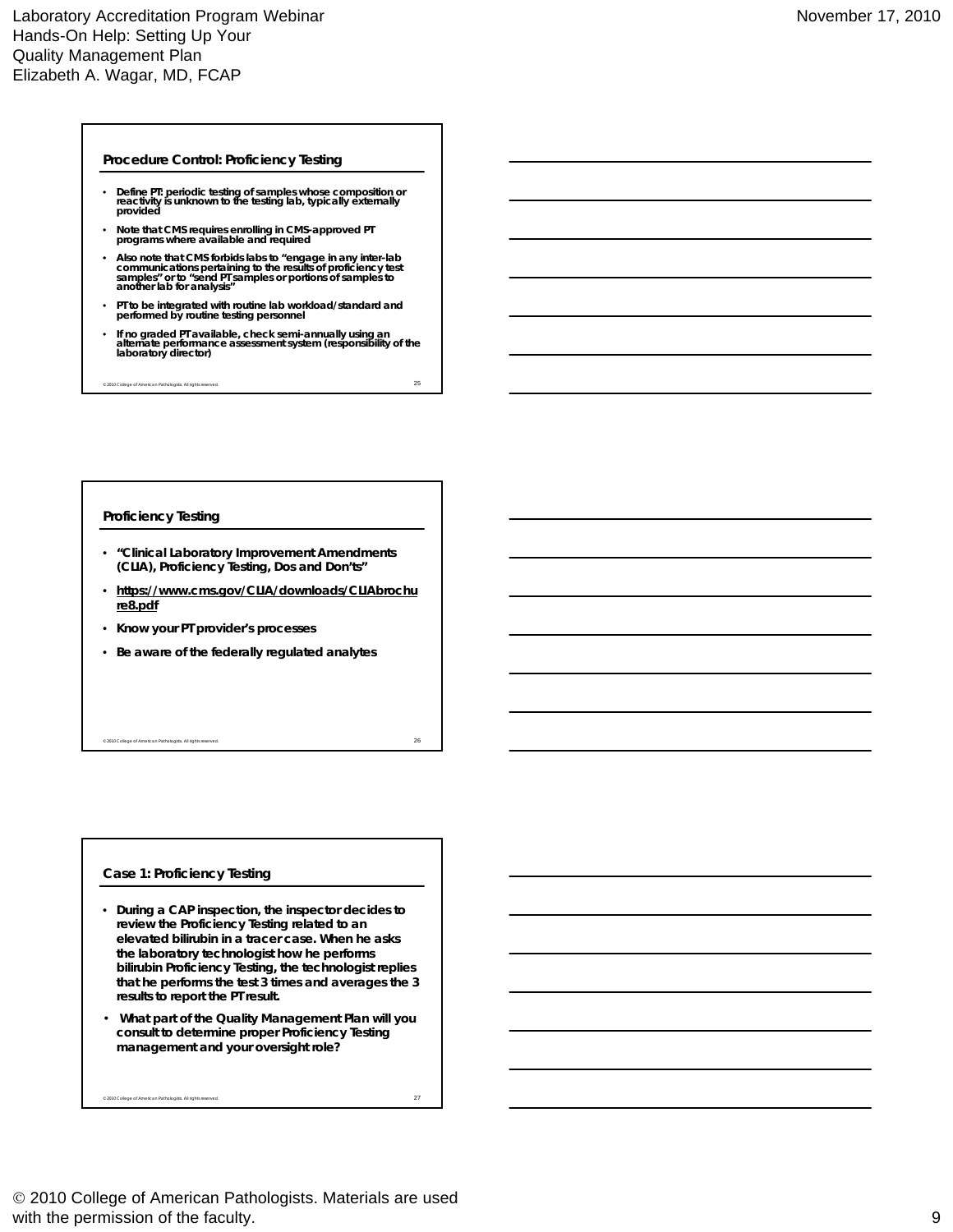## Procedure Control: Proficiency Testing

- Define PT: periodic testing of samples whose composition or reactivity is unknown to the testing lab, typically externally provided
- Note that CMS requires enrolling in CMS-approved PT programs where available and required
- Also note that CMS forbids labs to "engage in any inter-lab communications pertaining to the results of proficiency test samples" or to "send PT samples or portions of samples to another lab for analysis"
- PT to be integrated with routine lab workload/standard and performed by routine testing personnel
- If no graded PT available, check semi-annually using an alternate performance assessment system (responsibility of the laboratory director)

© 2010 College of American Pathologists. All rights reserved.

## Proficiency Testing

- "Clinical Laboratory Improvement Amendments (CLIA), Proficiency Testing, Dos and Don'ts"
- https://www.cms.gov/CLIA/downloads/CLIAbrochure8.pdf
- Know your PT provider's processes
- Be aware of the federally regulated analytes

© 2010 College of American Pathologists. All rights reserved.

## Case 1: Proficiency Testing

- During a CAP inspection, the inspector decides to review the Proficiency Testing related to an elevated bilirubin in a tracer case. When he asks the laboratory technologist how he performs bilirubin Proficiency Testing, the technologist replies that he performs the test 3 times and averages the 3 results to report the PT result.
- What part of the Quality Management Plan will you consult to determine proper Proficiency Testing management and your oversight role?

© 2010 College of American Pathologists. All rights reserved.

© 2010 College of American Pathologists. Materials are used with the permission of the faculty.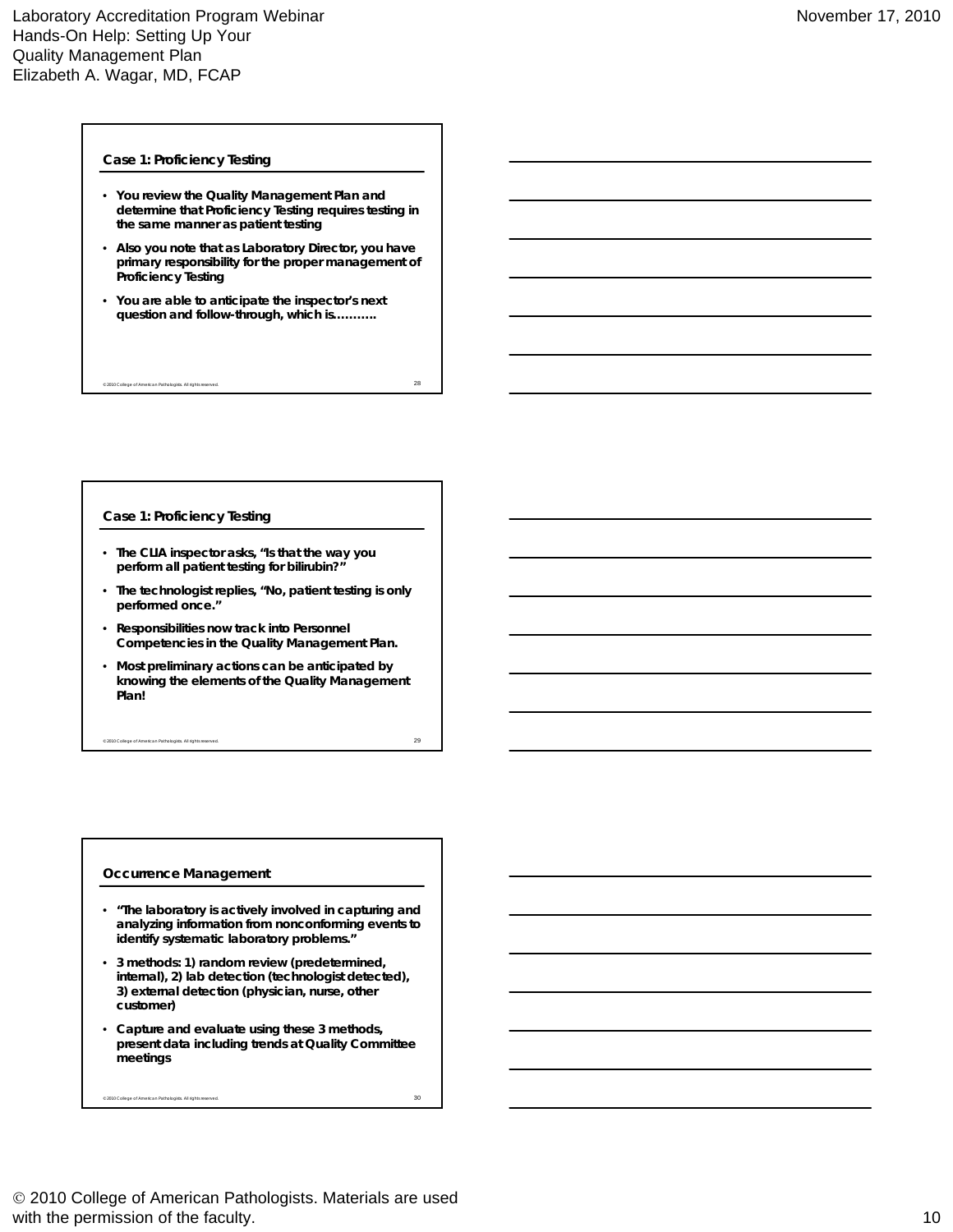## Case 1: Proficiency Testing

- You review the Quality Management Plan and determine that Proficiency Testing requires testing in the same manner as patient testing
- Also you note that as Laboratory Director, you have primary responsibility for the proper management of Proficiency Testing
- You are able to anticipate the inspector's next question and follow-through, which is……….

## Case 1: Proficiency Testing

- The CLIA inspector asks, "Is that the way you perform all patient testing for bilirubin?"
- The technologist replies, "No, patient testing is only performed once."
- Responsibilities now track into Personnel Competencies in the Quality Management Plan.
- Most preliminary actions can be anticipated by knowing the elements of the Quality Management Plan!

## Occurrence Management

- "The laboratory is actively involved in capturing and analyzing information from nonconforming events to identify systematic laboratory problems."
- 3 methods: 1) random review (predetermined, internal), 2) lab detection (technologist detected), 3) external detection (physician, nurse, other customer)
- Capture and evaluate using these 3 methods, present data including trends at Quality Committee meetings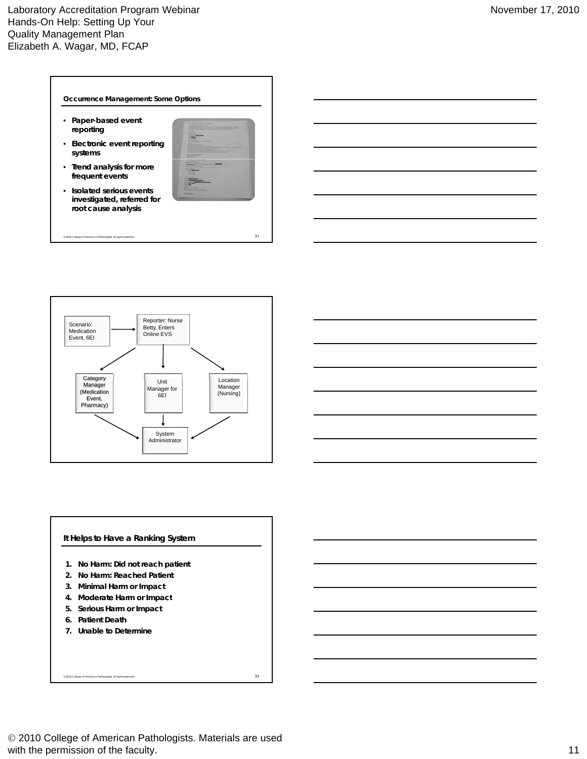## Occurrence Management: Some Options

- Paper-based event reporting
- Electronic event reporting systems
- Trend analysis for more frequent events
- Isolated serious events investigated, referred for root cause analysis

© 2010 College of American Pathologists. All rights reserved.

Scenario: Medication Event, 6EI → Reporter: Nurse Betty, Enters Online EVS

Reporter: Nurse Betty, Enters Online EVS → Category Manager (Medication Event, Pharmacy)

Reporter: Nurse Betty, Enters Online EVS → Unit Manager for 6EI

Reporter: Nurse Betty, Enters Online EVS → Location Manager (Nursing)

Category Manager (Medication Event, Pharmacy) → System Administrator

Unit Manager for 6EI → System Administrator

Location Manager (Nursing) → System Administrator

## It Helps to Have a Ranking System

1. No Harm: Did not reach patient
2. No Harm: Reached Patient
3. Minimal Harm or Impact
4. Moderate Harm or Impact
5. Serious Harm or Impact
6. Patient Death
7. Unable to Determine

© 2010 College of American Pathologists. All rights reserved.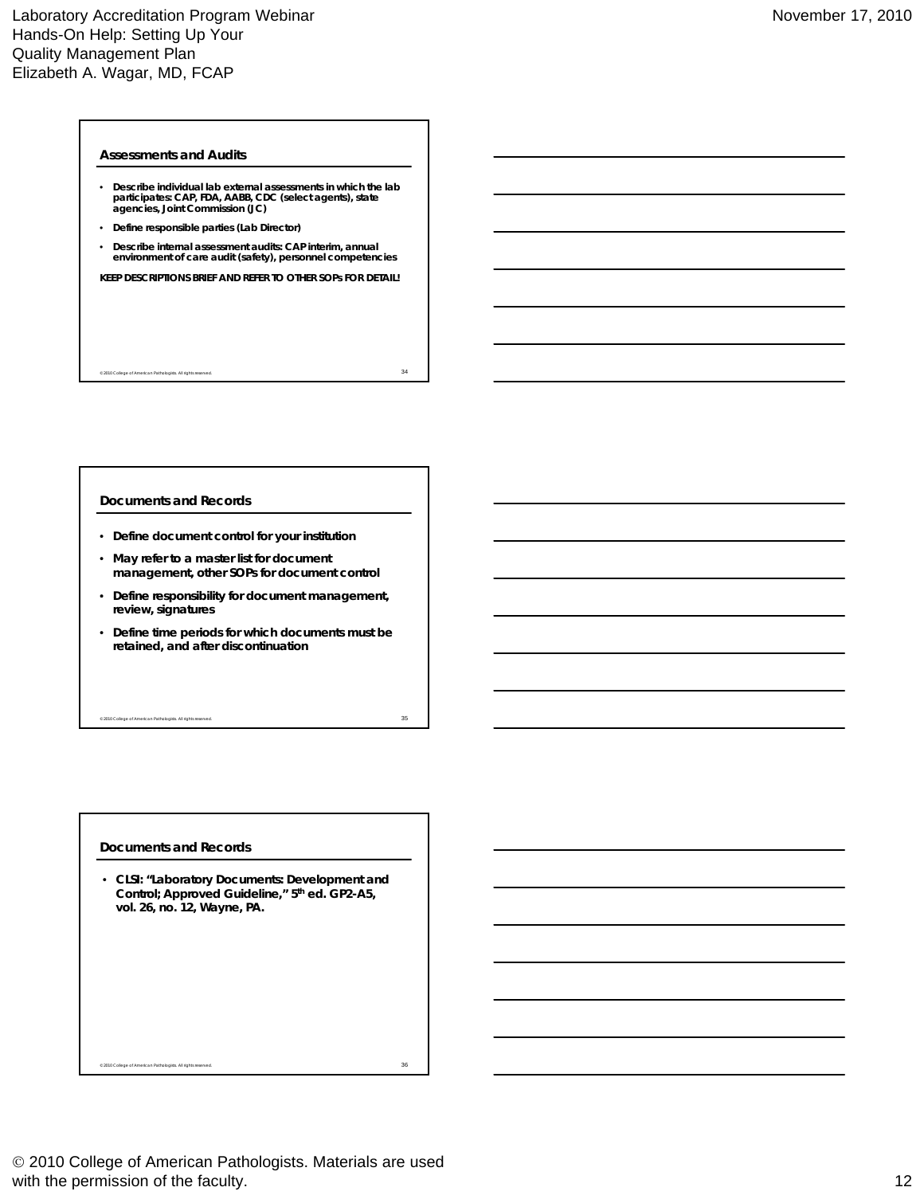## Assessments and Audits

- Describe individual lab external assessments in which the lab participates: CAP, FDA, AABB, CDC (select agents), state agencies, Joint Commission (JC)
- Define responsible parties (Lab Director)
- Describe internal assessment audits: CAP interim, annual environment of care audit (safety), personnel competencies

KEEP DESCRIPTIONS BRIEF AND REFER TO OTHER SOPs FOR DETAIL!

## Documents and Records

- Define document control for your institution
- May refer to a master list for document management, other SOPs for document control
- Define responsibility for document management, review, signatures
- Define time periods for which documents must be retained, and after discontinuation

## Documents and Records

- CLSI: "Laboratory Documents: Development and Control; Approved Guideline," 5th ed. GP2-A5, vol. 26, no. 12, Wayne, PA.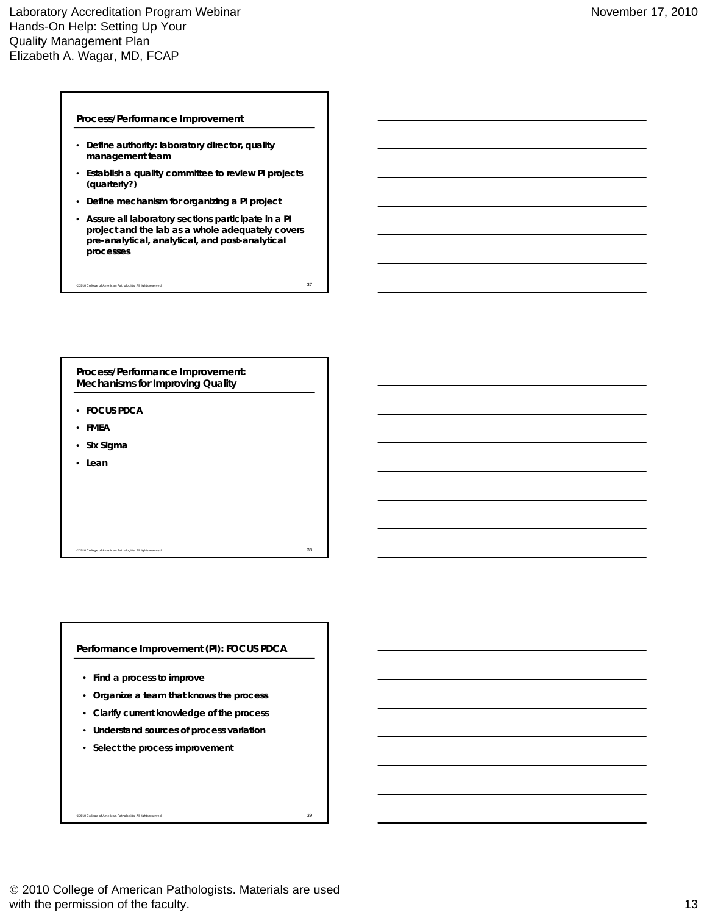## Process/Performance Improvement

- Define authority: laboratory director, quality management team
- Establish a quality committee to review PI projects (quarterly?)
- Define mechanism for organizing a PI project
- Assure all laboratory sections participate in a PI project and the lab as a whole adequately covers pre-analytical, analytical, and post-analytical processes

© 2010 College of American Pathologists. All rights reserved.

## Process/Performance Improvement: Mechanisms for Improving Quality

- FOCUS PDCA
- FMEA
- Six Sigma
- Lean

© 2010 College of American Pathologists. All rights reserved.

## Performance Improvement (PI): FOCUS PDCA

- Find a process to improve
- Organize a team that knows the process
- Clarify current knowledge of the process
- Understand sources of process variation
- Select the process improvement

© 2010 College of American Pathologists. All rights reserved.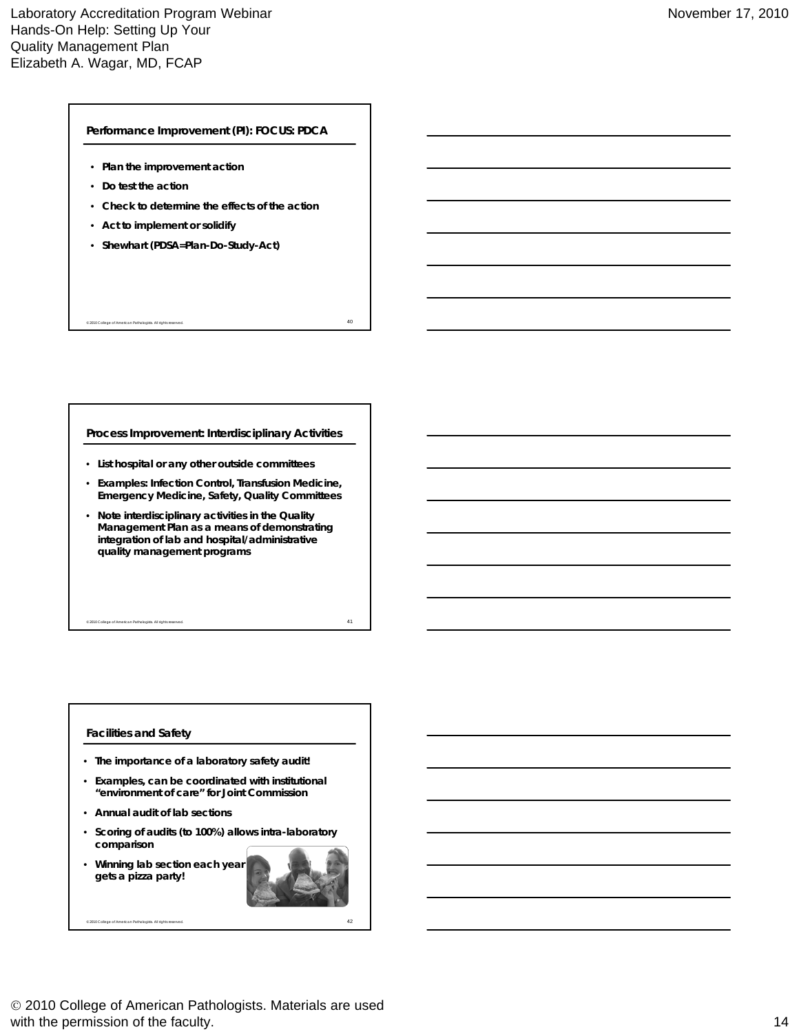## Performance Improvement (PI): FOCUS: PDCA

- Plan the improvement action
- Do test the action
- Check to determine the effects of the action
- Act to implement or solidify
- Shewhart (PDSA=Plan-Do-Study-Act)

## Process Improvement: Interdisciplinary Activities

- List hospital or any other outside committees
- Examples: Infection Control, Transfusion Medicine, Emergency Medicine, Safety, Quality Committees
- Note interdisciplinary activities in the Quality Management Plan as a means of demonstrating integration of lab and hospital/administrative quality management programs

## Facilities and Safety

- The importance of a laboratory safety audit!
- Examples, can be coordinated with institutional "environment of care" for Joint Commission
- Annual audit of lab sections
- Scoring of audits (to 100%) allows intra-laboratory comparison
- Winning lab section each year gets a pizza party!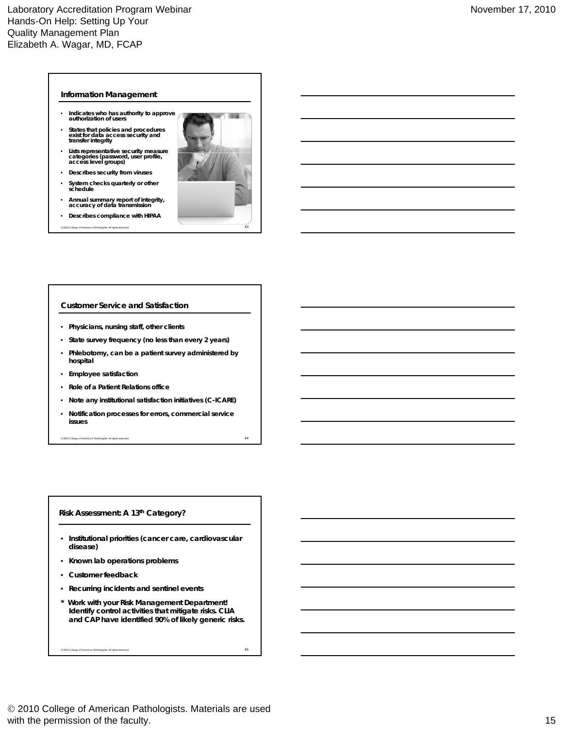## Information Management

- Indicates who has authority to approve authorization of users
- States that policies and procedures exist for data access security and transfer integrity
- Lists representative security measure categories (password, user profile, access level groups)
- Describes security from viruses
- System checks quarterly or other schedule
- Annual summary report of integrity, accuracy of data transmission
- Describes compliance with HIPAA

## Customer Service and Satisfaction

- Physicians, nursing staff, other clients
- State survey frequency (no less than every 2 years)
- Phlebotomy, can be a patient survey administered by hospital
- Employee satisfaction
- Role of a Patient Relations office
- Note any institutional satisfaction initiatives (C-ICARE)
- Notification processes for errors, commercial service issues

## Risk Assessment: A 13th Category?

- Institutional priorities (cancer care, cardiovascular disease)
- Known lab operations problems
- Customer feedback
- Recurring incidents and sentinel events

\* Work with your Risk Management Department! Identify control activities that mitigate risks. CLIA and CAP have identified 90% of likely generic risks.

© 2010 College of American Pathologists. Materials are used with the permission of the faculty.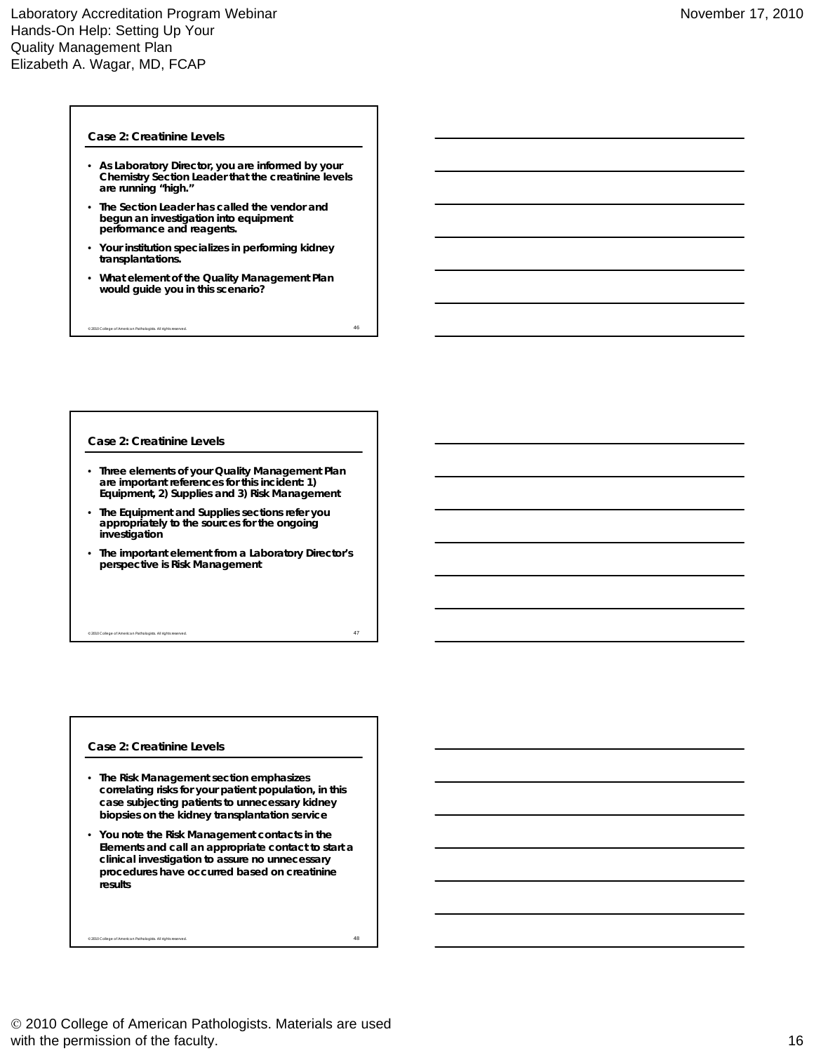## Case 2: Creatinine Levels

- As Laboratory Director, you are informed by your Chemistry Section Leader that the creatinine levels are running "high."
- The Section Leader has called the vendor and begun an investigation into equipment performance and reagents.
- Your institution specializes in performing kidney transplantations.
- What element of the Quality Management Plan would guide you in this scenario?

© 2010 College of American Pathologists. All rights reserved.

## Case 2: Creatinine Levels

- Three elements of your Quality Management Plan are important references for this incident: 1) Equipment, 2) Supplies and 3) Risk Management
- The Equipment and Supplies sections refer you appropriately to the sources for the ongoing investigation
- The important element from a Laboratory Director's perspective is Risk Management

© 2010 College of American Pathologists. All rights reserved.

## Case 2: Creatinine Levels

- The Risk Management section emphasizes correlating risks for your patient population, in this case subjecting patients to unnecessary kidney biopsies on the kidney transplantation service
- You note the Risk Management contacts in the Elements and call an appropriate contact to start a clinical investigation to assure no unnecessary procedures have occurred based on creatinine results

© 2010 College of American Pathologists. All rights reserved.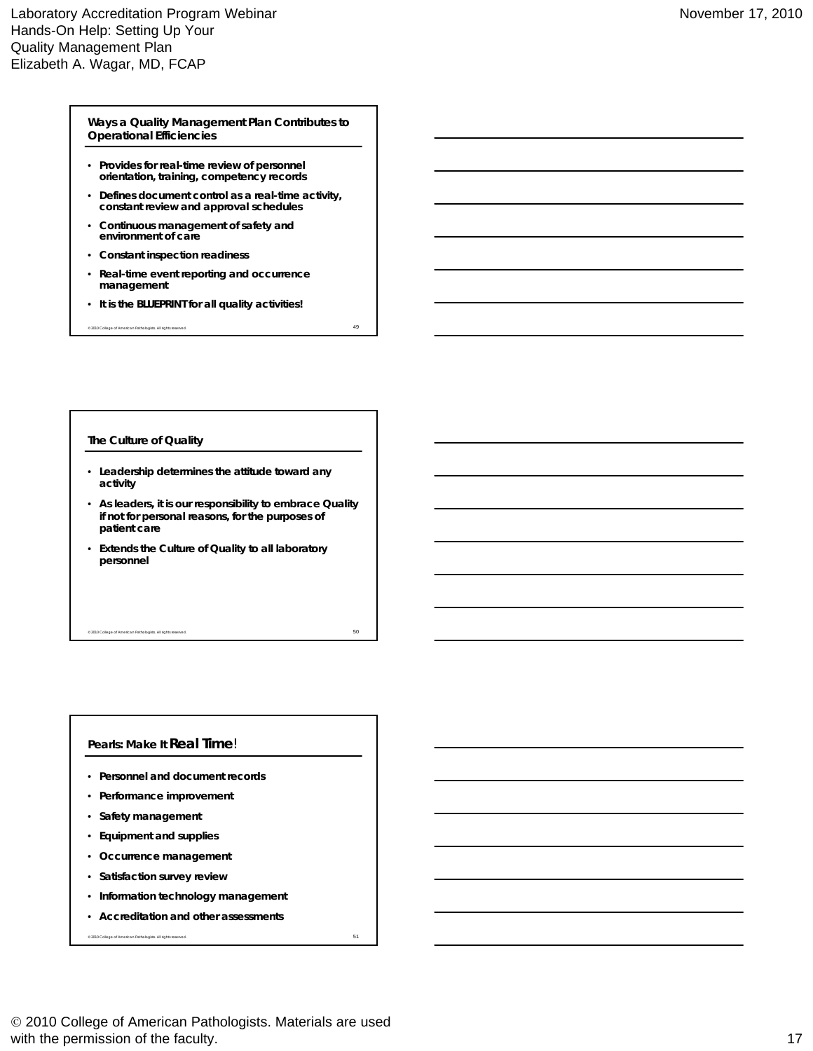## Ways a Quality Management Plan Contributes to Operational Efficiencies

- Provides for real-time review of personnel orientation, training, competency records
- Defines document control as a real-time activity, constant review and approval schedules
- Continuous management of safety and environment of care
- Constant inspection readiness
- Real-time event reporting and occurrence management
- It is the BLUEPRINT for all quality activities!

© 2010 College of American Pathologists. All rights reserved.

## The Culture of Quality

- Leadership determines the attitude toward any activity
- As leaders, it is our responsibility to embrace Quality if not for personal reasons, for the purposes of patient care
- Extends the Culture of Quality to all laboratory personnel

© 2010 College of American Pathologists. All rights reserved.

## Pearls: Make It Real Time!

- Personnel and document records
- Performance improvement
- Safety management
- Equipment and supplies
- Occurrence management
- Satisfaction survey review
- Information technology management
- Accreditation and other assessments

© 2010 College of American Pathologists. All rights reserved.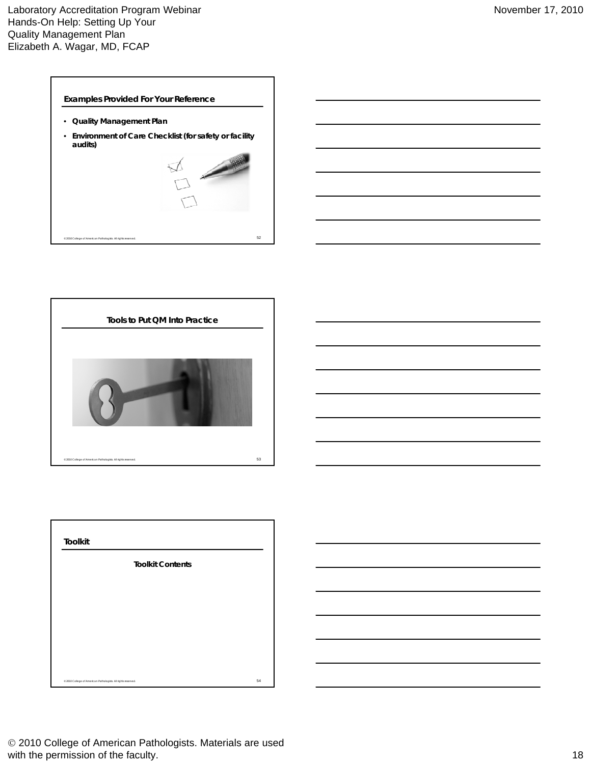## Examples Provided For Your Reference

- **Quality Management Plan**
- **Environment of Care Checklist (for safety or facility audits)**

## Tools to Put QM Into Practice

## Toolkit

**Toolkit Contents**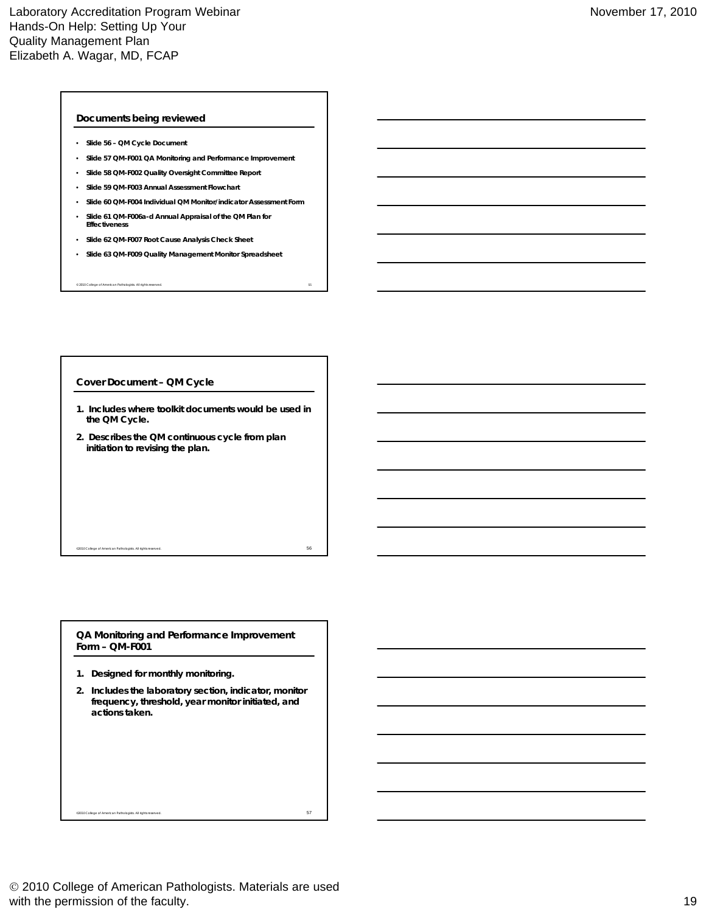## Documents being reviewed

- Slide 56 – QM Cycle Document
- Slide 57 QM-F001 QA Monitoring and Performance Improvement
- Slide 58 QM-F002 Quality Oversight Committee Report
- Slide 59 QM-F003 Annual Assessment Flowchart
- Slide 60 QM-F004 Individual QM Monitor/indicator Assessment Form
- Slide 61 QM-F006a-d Annual Appraisal of the QM Plan for Effectiveness
- Slide 62 QM-F007 Root Cause Analysis Check Sheet
- Slide 63 QM-F009 Quality Management Monitor Spreadsheet

©2010 College of American Pathologists. All rights reserved. 55

## Cover Document – QM Cycle

1. Includes where toolkit documents would be used in the QM Cycle.
2. Describes the QM continuous cycle from plan initiation to revising the plan.

©2010 College of American Pathologists. All rights reserved. 56

## QA Monitoring and Performance Improvement Form – QM-F001

1. Designed for monthly monitoring.
2. Includes the laboratory section, indicator, monitor frequency, threshold, year monitor initiated, and actions taken.

©2010 College of American Pathologists. All rights reserved. 57

© 2010 College of American Pathologists. Materials are used with the permission of the faculty.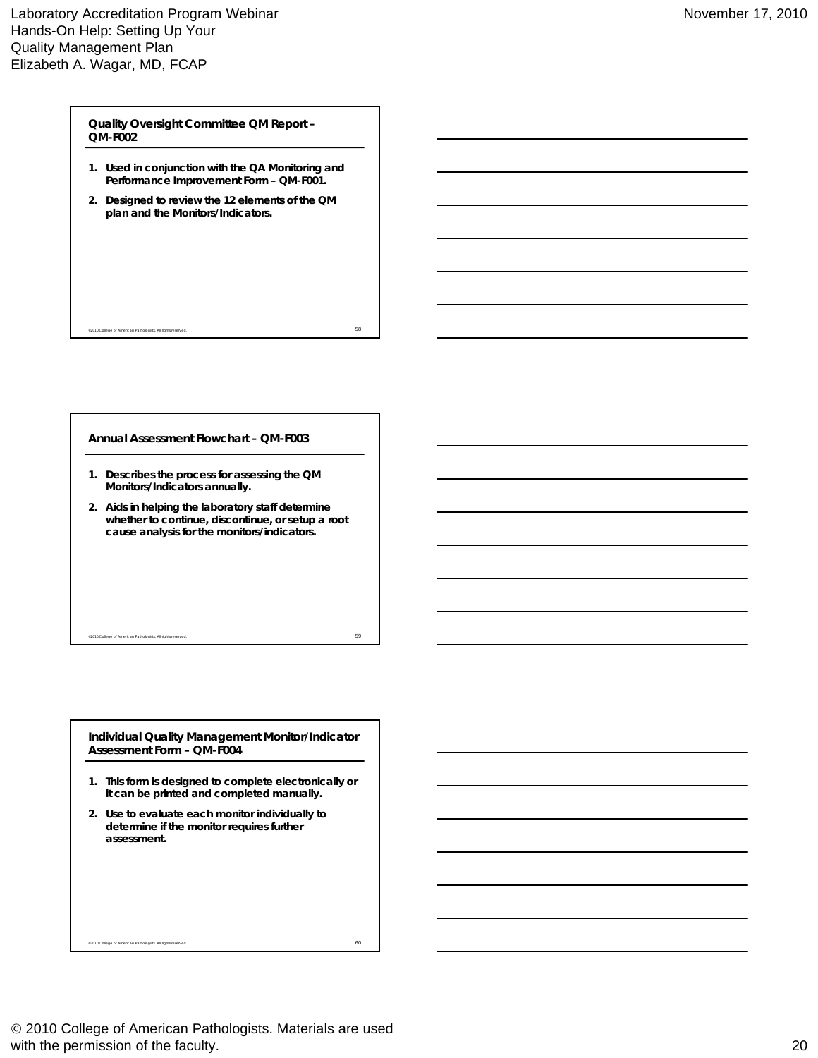## Quality Oversight Committee QM Report – QM-F002

1. Used in conjunction with the QA Monitoring and Performance Improvement Form – QM-F001.
2. Designed to review the 12 elements of the QM plan and the Monitors/Indicators.

©2010 College of American Pathologists. All rights reserved.

## Annual Assessment Flowchart – QM-F003

1. Describes the process for assessing the QM Monitors/Indicators annually.
2. Aids in helping the laboratory staff determine whether to continue, discontinue, or setup a root cause analysis for the monitors/indicators.

©2010 College of American Pathologists. All rights reserved.

## Individual Quality Management Monitor/Indicator Assessment Form – QM-F004

1. This form is designed to complete electronically or it can be printed and completed manually.
2. Use to evaluate each monitor individually to determine if the monitor requires further assessment.

©2010 College of American Pathologists. All rights reserved.

© 2010 College of American Pathologists. Materials are used with the permission of the faculty.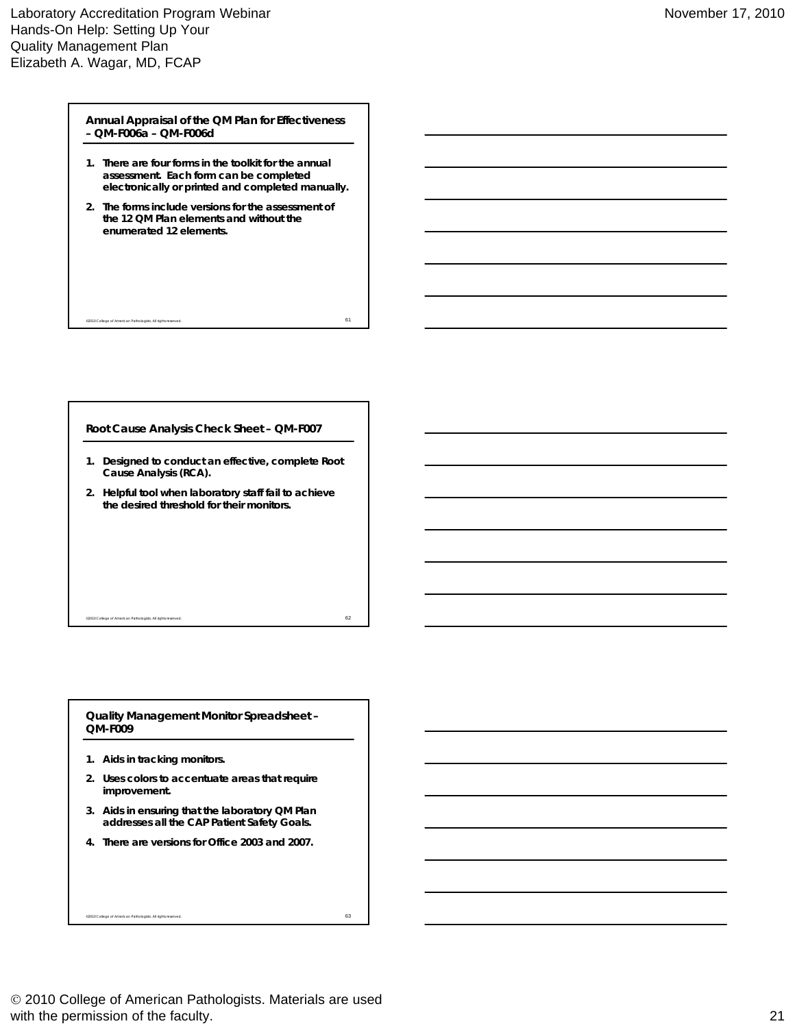## Annual Appraisal of the QM Plan for Effectiveness – QM-F006a – QM-F006d

1. There are four forms in the toolkit for the annual assessment. Each form can be completed electronically or printed and completed manually.
2. The forms include versions for the assessment of the 12 QM Plan elements and without the enumerated 12 elements.

## Root Cause Analysis Check Sheet – QM-F007

1. Designed to conduct an effective, complete Root Cause Analysis (RCA).
2. Helpful tool when laboratory staff fail to achieve the desired threshold for their monitors.

## Quality Management Monitor Spreadsheet – QM-F009

1. Aids in tracking monitors.
2. Uses colors to accentuate areas that require improvement.
3. Aids in ensuring that the laboratory QM Plan addresses all the CAP Patient Safety Goals.
4. There are versions for Office 2003 and 2007.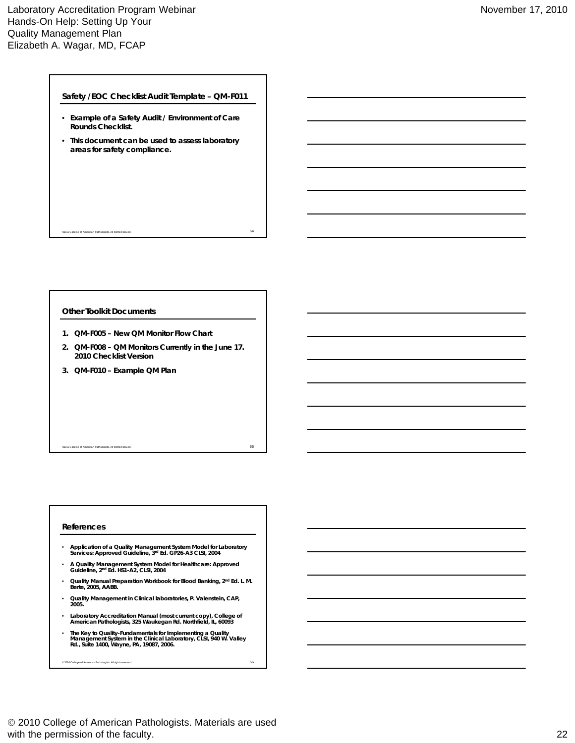## Safety /EOC Checklist Audit Template – QM-F011

- Example of a Safety Audit / Environment of Care Rounds Checklist.
- This document can be used to assess laboratory areas for safety compliance.

©2010 College of American Pathologists. All rights reserved.

## Other Toolkit Documents

1. QM-F005 – New QM Monitor Flow Chart
2. QM-F008 – QM Monitors Currently in the June 17. 2010 Checklist Version
3. QM-F010 – Example QM Plan

©2010 College of American Pathologists. All rights reserved.

## References

- Application of a Quality Management System Model for Laboratory Services: Approved Guideline, 3rd Ed. GP26-A3 CLSI, 2004
- A Quality Management System Model for Healthcare: Approved Guideline, 2nd Ed. HS1-A2, CLSI, 2004
- Quality Manual Preparation Workbook for Blood Banking, 2nd Ed. L. M. Berte, 2005, AABB.
- Quality Management in Clinical laboratories, P. Valenstein, CAP, 2005.
- Laboratory Accreditation Manual (most current copy), College of American Pathologists, 325 Waukegan Rd. Northfield, IL, 60093
- The Key to Quality-Fundamentals for Implementing a Quality Management System in the Clinical Laboratory, CLSI, 940 W. Valley Rd., Suite 1400, Wayne, PA, 19087, 2006.

©2010 College of American Pathologists. All rights reserved.

© 2010 College of American Pathologists. Materials are used with the permission of the faculty.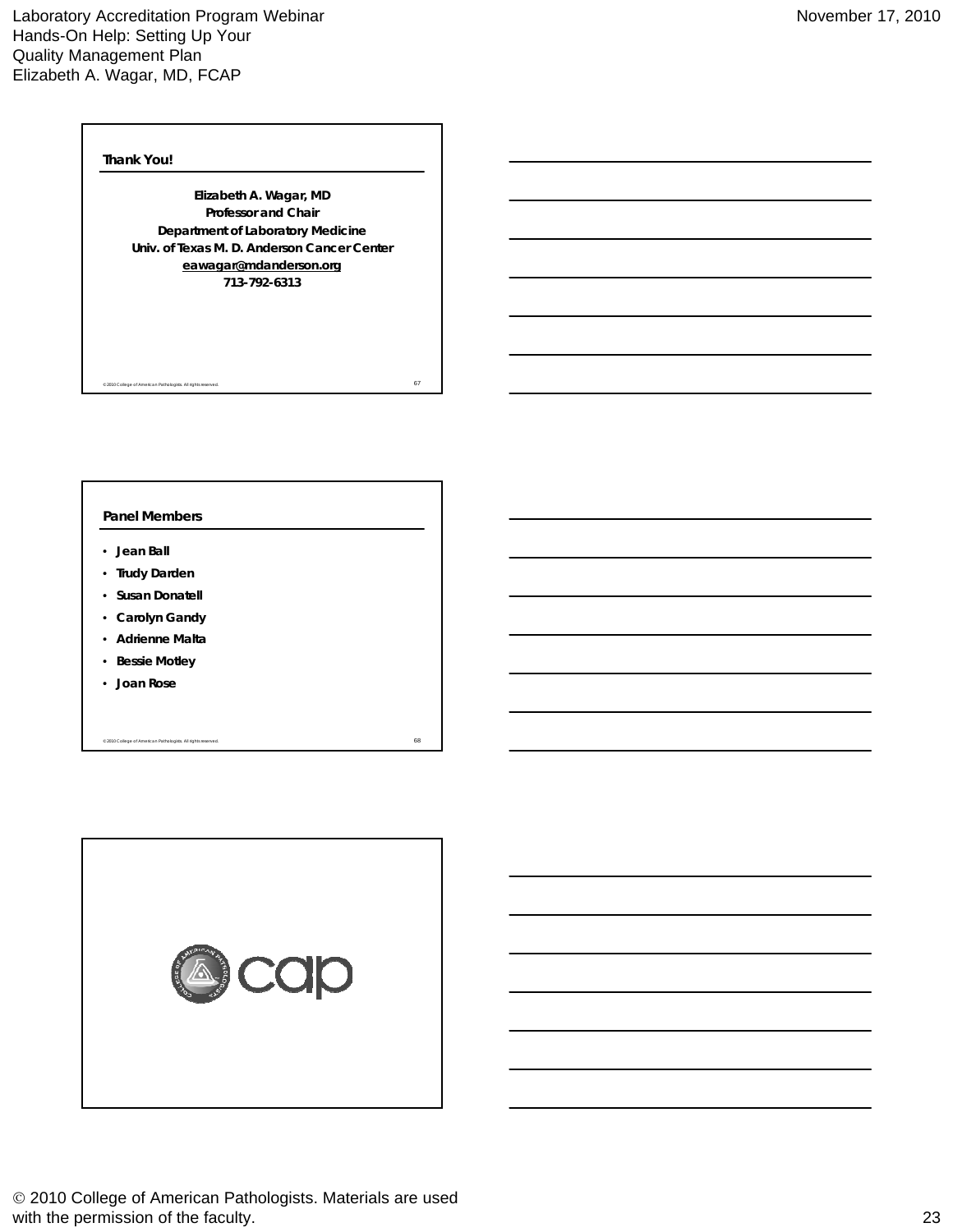## Thank You!

**Elizabeth A. Wagar, MD**
**Professor and Chair**
**Department of Laboratory Medicine**
**Univ. of Texas M. D. Anderson Cancer Center**
**eawagar@mdanderson.org**
**713-792-6313**

© 2010 College of American Pathologists. All rights reserved.

## Panel Members

- Jean Ball
- Trudy Darden
- Susan Donatell
- Carolyn Gandy
- Adrienne Malta
- Bessie Motley
- Joan Rose

© 2010 College of American Pathologists. All rights reserved.

cap

© 2010 College of American Pathologists. Materials are used with the permission of the faculty.